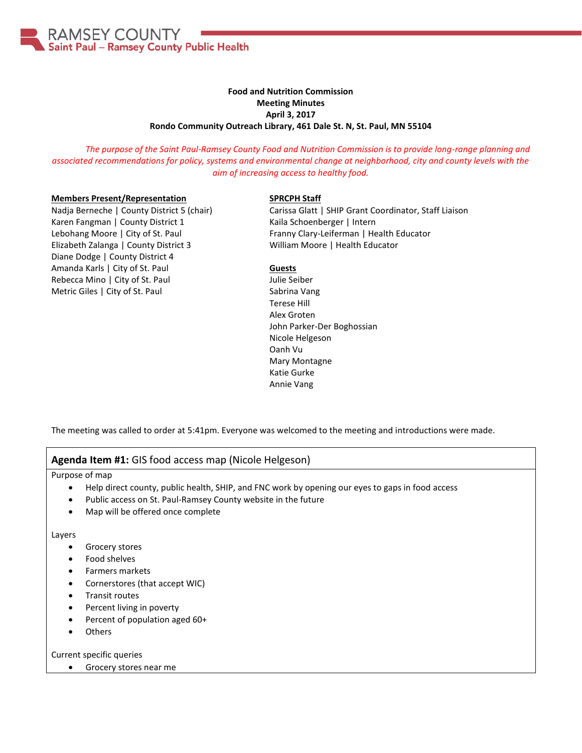RAMSEY COUNTY
Saint Paul – Ramsey County Public Health

**Food and Nutrition Commission**
**Meeting Minutes**
**April 3, 2017**
**Rondo Community Outreach Library, 461 Dale St. N, St. Paul, MN 55104**

*The purpose of the Saint Paul-Ramsey County Food and Nutrition Commission is to provide long-range planning and associated recommendations for policy, systems and environmental change at neighborhood, city and county levels with the aim of increasing access to healthy food.*

**Members Present/Representation**
Nadja Berneche | County District 5 (chair)
Karen Fangman | County District 1
Lebohang Moore | City of St. Paul
Elizabeth Zalanga | County District 3
Diane Dodge | County District 4
Amanda Karls | City of St. Paul
Rebecca Mino | City of St. Paul
Metric Giles | City of St. Paul

**SPRCPH Staff**
Carissa Glatt | SHIP Grant Coordinator, Staff Liaison
Kaila Schoenberger | Intern
Franny Clary-Leiferman | Health Educator
William Moore | Health Educator

**Guests**
Julie Seiber
Sabrina Vang
Terese Hill
Alex Groten
John Parker-Der Boghossian
Nicole Helgeson
Oanh Vu
Mary Montagne
Katie Gurke
Annie Vang

The meeting was called to order at 5:41pm. Everyone was welcomed to the meeting and introductions were made.

**Agenda Item #1:** GIS food access map (Nicole Helgeson)

Purpose of map
- Help direct county, public health, SHIP, and FNC work by opening our eyes to gaps in food access
- Public access on St. Paul-Ramsey County website in the future
- Map will be offered once complete

Layers
- Grocery stores
- Food shelves
- Farmers markets
- Cornerstores (that accept WIC)
- Transit routes
- Percent living in poverty
- Percent of population aged 60+
- Others

Current specific queries
- Grocery stores near me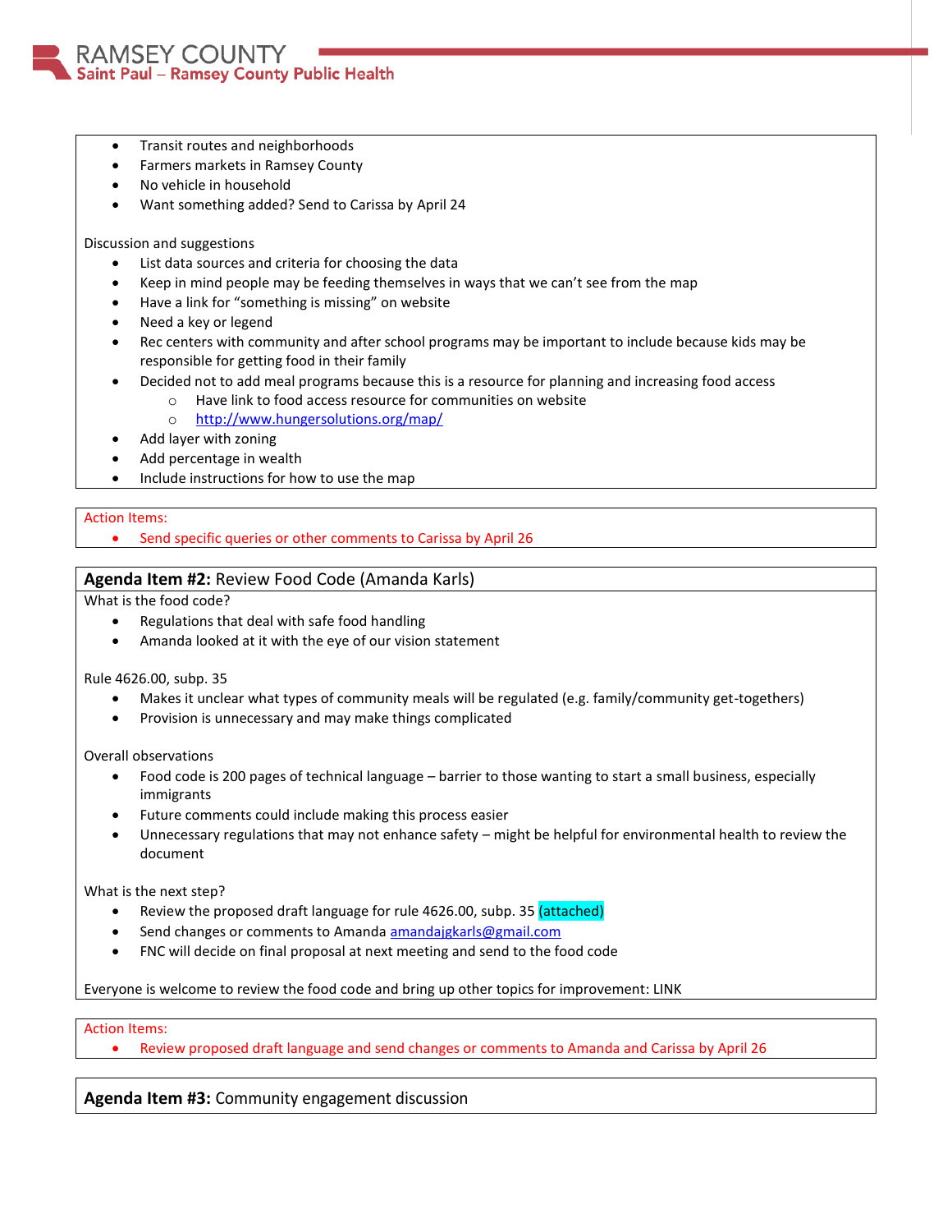- Transit routes and neighborhoods
- Farmers markets in Ramsey County
- No vehicle in household
- Want something added? Send to Carissa by April 24

Discussion and suggestions

- List data sources and criteria for choosing the data
- Keep in mind people may be feeding themselves in ways that we can't see from the map
- Have a link for "something is missing" on website
- Need a key or legend
- Rec centers with community and after school programs may be important to include because kids may be responsible for getting food in their family
- Decided not to add meal programs because this is a resource for planning and increasing food access
  - Have link to food access resource for communities on website
  - http://www.hungersolutions.org/map/
- Add layer with zoning
- Add percentage in wealth
- Include instructions for how to use the map

Action Items:

- Send specific queries or other comments to Carissa by April 26

**Agenda Item #2:** Review Food Code (Amanda Karls)

What is the food code?

- Regulations that deal with safe food handling
- Amanda looked at it with the eye of our vision statement

Rule 4626.00, subp. 35

- Makes it unclear what types of community meals will be regulated (e.g. family/community get-togethers)
- Provision is unnecessary and may make things complicated

Overall observations

- Food code is 200 pages of technical language – barrier to those wanting to start a small business, especially immigrants
- Future comments could include making this process easier
- Unnecessary regulations that may not enhance safety – might be helpful for environmental health to review the document

What is the next step?

- Review the proposed draft language for rule 4626.00, subp. 35 (attached)
- Send changes or comments to Amanda amandajgkarls@gmail.com
- FNC will decide on final proposal at next meeting and send to the food code

Everyone is welcome to review the food code and bring up other topics for improvement: LINK

Action Items:

- Review proposed draft language and send changes or comments to Amanda and Carissa by April 26

**Agenda Item #3:** Community engagement discussion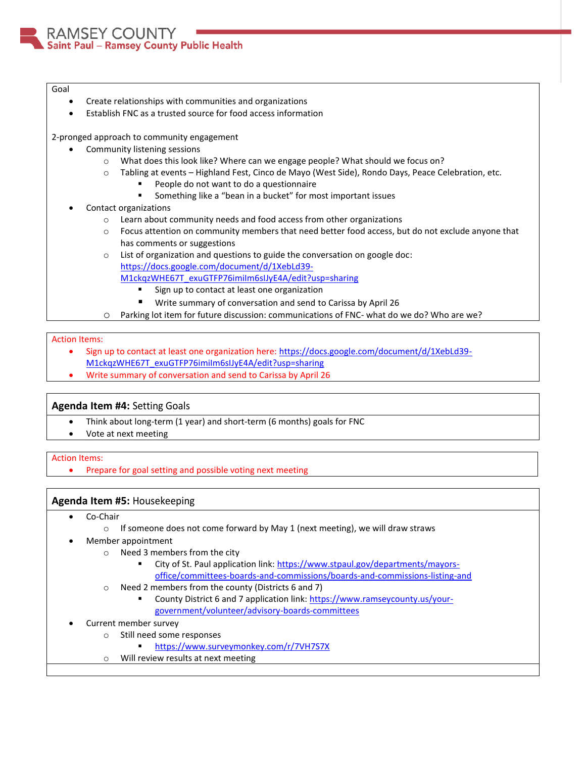Goal

- Create relationships with communities and organizations
- Establish FNC as a trusted source for food access information

2-pronged approach to community engagement

- Community listening sessions
  - What does this look like? Where can we engage people? What should we focus on?
  - Tabling at events – Highland Fest, Cinco de Mayo (West Side), Rondo Days, Peace Celebration, etc.
    - People do not want to do a questionnaire
    - Something like a "bean in a bucket" for most important issues
- Contact organizations
  - Learn about community needs and food access from other organizations
  - Focus attention on community members that need better food access, but do not exclude anyone that has comments or suggestions
  - List of organization and questions to guide the conversation on google doc: https://docs.google.com/document/d/1XebLd39-M1ckqzWHE67T_exuGTFP76imilm6slJyE4A/edit?usp=sharing
    - Sign up to contact at least one organization
    - Write summary of conversation and send to Carissa by April 26
  - Parking lot item for future discussion: communications of FNC- what do we do? Who are we?

Action Items:

- Sign up to contact at least one organization here: https://docs.google.com/document/d/1XebLd39-M1ckqzWHE67T_exuGTFP76imilm6slJyE4A/edit?usp=sharing
- Write summary of conversation and send to Carissa by April 26

## **Agenda Item #4:** Setting Goals

- Think about long-term (1 year) and short-term (6 months) goals for FNC
- Vote at next meeting

Action Items:

- Prepare for goal setting and possible voting next meeting

## **Agenda Item #5:** Housekeeping

- Co-Chair
  - If someone does not come forward by May 1 (next meeting), we will draw straws
- Member appointment
  - Need 3 members from the city
    - City of St. Paul application link: https://www.stpaul.gov/departments/mayors-office/committees-boards-and-commissions/boards-and-commissions-listing-and
  - Need 2 members from the county (Districts 6 and 7)
    - County District 6 and 7 application link: https://www.ramseycounty.us/your-government/volunteer/advisory-boards-committees
- Current member survey
  - Still need some responses
    - https://www.surveymonkey.com/r/7VH7S7X
  - Will review results at next meeting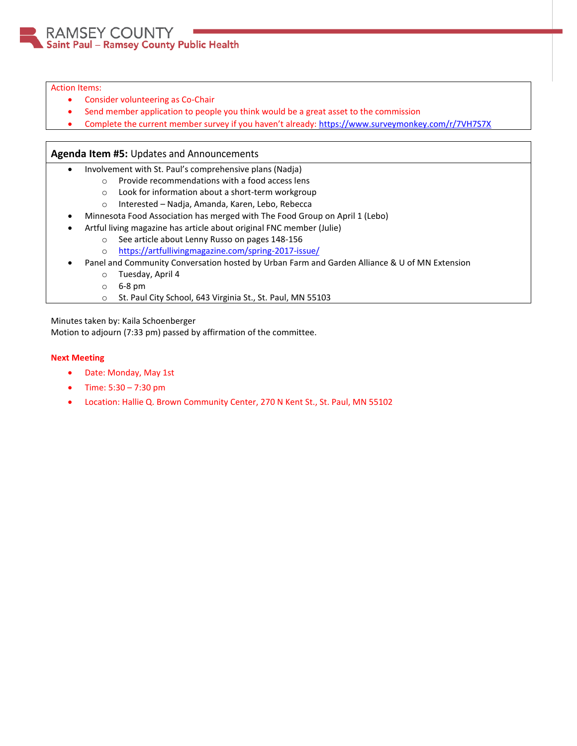Action Items:

- Consider volunteering as Co-Chair
- Send member application to people you think would be a great asset to the commission
- Complete the current member survey if you haven't already: https://www.surveymonkey.com/r/7VH7S7X

**Agenda Item #5:** Updates and Announcements

- Involvement with St. Paul's comprehensive plans (Nadja)
  - Provide recommendations with a food access lens
  - Look for information about a short-term workgroup
  - Interested – Nadja, Amanda, Karen, Lebo, Rebecca
- Minnesota Food Association has merged with The Food Group on April 1 (Lebo)
- Artful living magazine has article about original FNC member (Julie)
  - See article about Lenny Russo on pages 148-156
  - https://artfullivingmagazine.com/spring-2017-issue/
- Panel and Community Conversation hosted by Urban Farm and Garden Alliance & U of MN Extension
  - Tuesday, April 4
  - 6-8 pm
  - St. Paul City School, 643 Virginia St., St. Paul, MN 55103

Minutes taken by: Kaila Schoenberger
Motion to adjourn (7:33 pm) passed by affirmation of the committee.

**Next Meeting**

- Date: Monday, May 1st
- Time: 5:30 – 7:30 pm
- Location: Hallie Q. Brown Community Center, 270 N Kent St., St. Paul, MN 55102